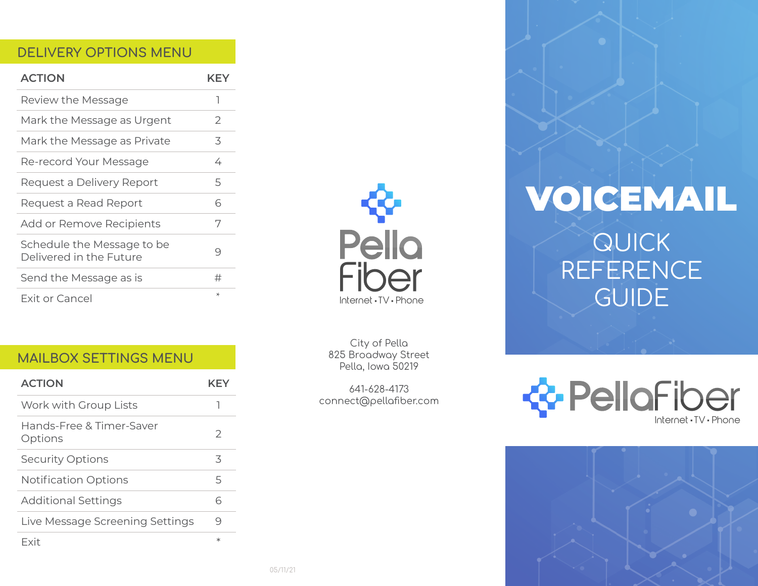## DELIVERY OPTIONS MENU

| ACTION | KEY |
|---|---|
| Review the Message | 1 |
| Mark the Message as Urgent | 2 |
| Mark the Message as Private | 3 |
| Re-record Your Message | 4 |
| Request a Delivery Report | 5 |
| Request a Read Report | 6 |
| Add or Remove Recipients | 7 |
| Schedule the Message to be Delivered in the Future | 9 |
| Send the Message as is | # |
| Exit or Cancel | * |

## MAILBOX SETTINGS MENU

| ACTION | KEY |
|---|---|
| Work with Group Lists | 1 |
| Hands-Free & Timer-Saver Options | 2 |
| Security Options | 3 |
| Notification Options | 5 |
| Additional Settings | 6 |
| Live Message Screening Settings | 9 |
| Exit | * |

Pella Fiber
Internet • TV • Phone

City of Pella
825 Broadway Street
Pella, Iowa 50219

641-628-4173
connect@pellafiber.com

05/11/21

# VOICEMAIL

## QUICK REFERENCE GUIDE

PellaFiber
Internet • TV • Phone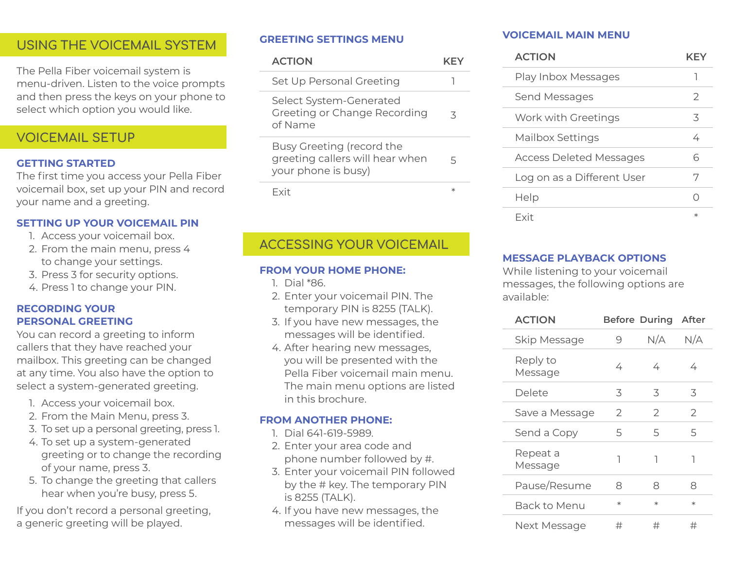## USING THE VOICEMAIL SYSTEM

The Pella Fiber voicemail system is menu-driven. Listen to the voice prompts and then press the keys on your phone to select which option you would like.

## VOICEMAIL SETUP

### GETTING STARTED

The first time you access your Pella Fiber voicemail box, set up your PIN and record your name and a greeting.

### SETTING UP YOUR VOICEMAIL PIN

1. Access your voicemail box.
2. From the main menu, press 4 to change your settings.
3. Press 3 for security options.
4. Press 1 to change your PIN.

### RECORDING YOUR PERSONAL GREETING

You can record a greeting to inform callers that they have reached your mailbox. This greeting can be changed at any time. You also have the option to select a system-generated greeting.

1. Access your voicemail box.
2. From the Main Menu, press 3.
3. To set up a personal greeting, press 1.
4. To set up a system-generated greeting or to change the recording of your name, press 3.
5. To change the greeting that callers hear when you're busy, press 5.

If you don't record a personal greeting, a generic greeting will be played.

### GREETING SETTINGS MENU

| ACTION | KEY |
|---|---|
| Set Up Personal Greeting | 1 |
| Select System-Generated Greeting or Change Recording of Name | 3 |
| Busy Greeting (record the greeting callers will hear when your phone is busy) | 5 |
| Exit | * |

## ACCESSING YOUR VOICEMAIL

### FROM YOUR HOME PHONE:

1. Dial *86.
2. Enter your voicemail PIN. The temporary PIN is 8255 (TALK).
3. If you have new messages, the messages will be identified.
4. After hearing new messages, you will be presented with the Pella Fiber voicemail main menu. The main menu options are listed in this brochure.

### FROM ANOTHER PHONE:

1. Dial 641-619-5989.
2. Enter your area code and phone number followed by #.
3. Enter your voicemail PIN followed by the # key. The temporary PIN is 8255 (TALK).
4. If you have new messages, the messages will be identified.

### VOICEMAIL MAIN MENU

| ACTION | KEY |
|---|---|
| Play Inbox Messages | 1 |
| Send Messages | 2 |
| Work with Greetings | 3 |
| Mailbox Settings | 4 |
| Access Deleted Messages | 6 |
| Log on as a Different User | 7 |
| Help | 0 |
| Exit | * |

### MESSAGE PLAYBACK OPTIONS

While listening to your voicemail messages, the following options are available:

| ACTION | Before | During | After |
|---|---|---|---|
| Skip Message | 9 | N/A | N/A |
| Reply to Message | 4 | 4 | 4 |
| Delete | 3 | 3 | 3 |
| Save a Message | 2 | 2 | 2 |
| Send a Copy | 5 | 5 | 5 |
| Repeat a Message | 1 | 1 | 1 |
| Pause/Resume | 8 | 8 | 8 |
| Back to Menu | * | * | * |
| Next Message | # | # | # |